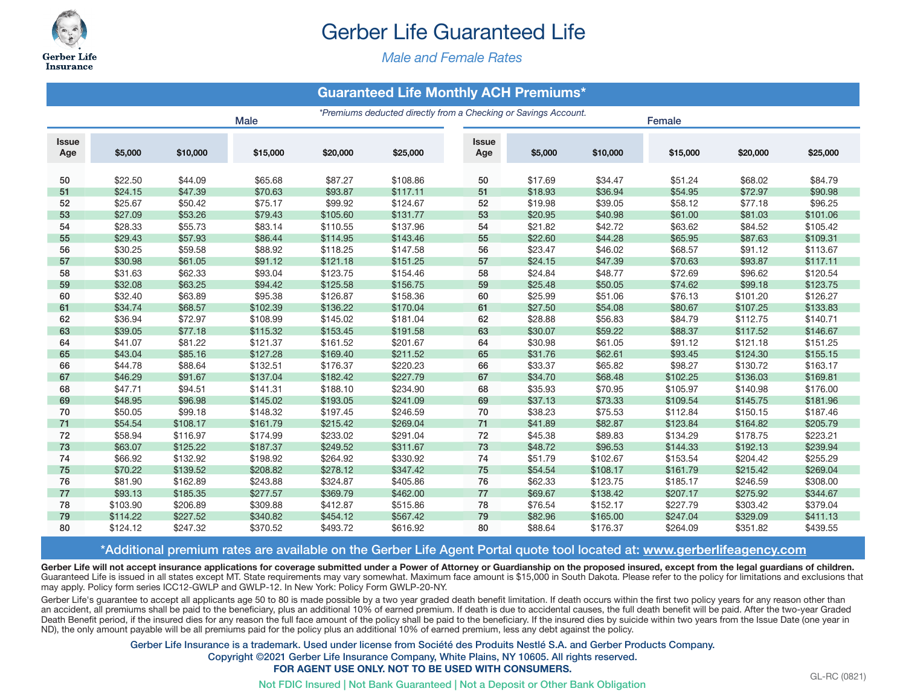# Gerber Life Guaranteed Life

*Male and Female Rates*

## Guaranteed Life Monthly ACH Premiums*

*Premiums deducted directly from a Checking or Savings Account.

| | Male | | | | | | Female | | | | |
|---|---|---|---|---|---|---|---|---|---|---|---|
| Issue Age | $5,000 | $10,000 | $15,000 | $20,000 | $25,000 | Issue Age | $5,000 | $10,000 | $15,000 | $20,000 | $25,000 |
| 50 | $22.50 | $44.09 | $65.68 | $87.27 | $108.86 | 50 | $17.69 | $34.47 | $51.24 | $68.02 | $84.79 |
| 51 | $24.15 | $47.39 | $70.63 | $93.87 | $117.11 | 51 | $18.93 | $36.94 | $54.95 | $72.97 | $90.98 |
| 52 | $25.67 | $50.42 | $75.17 | $99.92 | $124.67 | 52 | $19.98 | $39.05 | $58.12 | $77.18 | $96.25 |
| 53 | $27.09 | $53.26 | $79.43 | $105.60 | $131.77 | 53 | $20.95 | $40.98 | $61.00 | $81.03 | $101.06 |
| 54 | $28.33 | $55.73 | $83.14 | $110.55 | $137.96 | 54 | $21.82 | $42.72 | $63.62 | $84.52 | $105.42 |
| 55 | $29.43 | $57.93 | $86.44 | $114.95 | $143.46 | 55 | $22.60 | $44.28 | $65.95 | $87.63 | $109.31 |
| 56 | $30.25 | $59.58 | $88.92 | $118.25 | $147.58 | 56 | $23.47 | $46.02 | $68.57 | $91.12 | $113.67 |
| 57 | $30.98 | $61.05 | $91.12 | $121.18 | $151.25 | 57 | $24.15 | $47.39 | $70.63 | $93.87 | $117.11 |
| 58 | $31.63 | $62.33 | $93.04 | $123.75 | $154.46 | 58 | $24.84 | $48.77 | $72.69 | $96.62 | $120.54 |
| 59 | $32.08 | $63.25 | $94.42 | $125.58 | $156.75 | 59 | $25.48 | $50.05 | $74.62 | $99.18 | $123.75 |
| 60 | $32.40 | $63.89 | $95.38 | $126.87 | $158.36 | 60 | $25.99 | $51.06 | $76.13 | $101.20 | $126.27 |
| 61 | $34.74 | $68.57 | $102.39 | $136.22 | $170.04 | 61 | $27.50 | $54.08 | $80.67 | $107.25 | $133.83 |
| 62 | $36.94 | $72.97 | $108.99 | $145.02 | $181.04 | 62 | $28.88 | $56.83 | $84.79 | $112.75 | $140.71 |
| 63 | $39.05 | $77.18 | $115.32 | $153.45 | $191.58 | 63 | $30.07 | $59.22 | $88.37 | $117.52 | $146.67 |
| 64 | $41.07 | $81.22 | $121.37 | $161.52 | $201.67 | 64 | $30.98 | $61.05 | $91.12 | $121.18 | $151.25 |
| 65 | $43.04 | $85.16 | $127.28 | $169.40 | $211.52 | 65 | $31.76 | $62.61 | $93.45 | $124.30 | $155.15 |
| 66 | $44.78 | $88.64 | $132.51 | $176.37 | $220.23 | 66 | $33.37 | $65.82 | $98.27 | $130.72 | $163.17 |
| 67 | $46.29 | $91.67 | $137.04 | $182.42 | $227.79 | 67 | $34.70 | $68.48 | $102.25 | $136.03 | $169.81 |
| 68 | $47.71 | $94.51 | $141.31 | $188.10 | $234.90 | 68 | $35.93 | $70.95 | $105.97 | $140.98 | $176.00 |
| 69 | $48.95 | $96.98 | $145.02 | $193.05 | $241.09 | 69 | $37.13 | $73.33 | $109.54 | $145.75 | $181.96 |
| 70 | $50.05 | $99.18 | $148.32 | $197.45 | $246.59 | 70 | $38.23 | $75.53 | $112.84 | $150.15 | $187.46 |
| 71 | $54.54 | $108.17 | $161.79 | $215.42 | $269.04 | 71 | $41.89 | $82.87 | $123.84 | $164.82 | $205.79 |
| 72 | $58.94 | $116.97 | $174.99 | $233.02 | $291.04 | 72 | $45.38 | $89.83 | $134.29 | $178.75 | $223.21 |
| 73 | $63.07 | $125.22 | $187.37 | $249.52 | $311.67 | 73 | $48.72 | $96.53 | $144.33 | $192.13 | $239.94 |
| 74 | $66.92 | $132.92 | $198.92 | $264.92 | $330.92 | 74 | $51.79 | $102.67 | $153.54 | $204.42 | $255.29 |
| 75 | $70.22 | $139.52 | $208.82 | $278.12 | $347.42 | 75 | $54.54 | $108.17 | $161.79 | $215.42 | $269.04 |
| 76 | $81.90 | $162.89 | $243.88 | $324.87 | $405.86 | 76 | $62.33 | $123.75 | $185.17 | $246.59 | $308.00 |
| 77 | $93.13 | $185.35 | $277.57 | $369.79 | $462.00 | 77 | $69.67 | $138.42 | $207.17 | $275.92 | $344.67 |
| 78 | $103.90 | $206.89 | $309.88 | $412.87 | $515.86 | 78 | $76.54 | $152.17 | $227.79 | $303.42 | $379.04 |
| 79 | $114.22 | $227.52 | $340.82 | $454.12 | $567.42 | 79 | $82.96 | $165.00 | $247.04 | $329.09 | $411.13 |
| 80 | $124.12 | $247.32 | $370.52 | $493.72 | $616.92 | 80 | $88.64 | $176.37 | $264.09 | $351.82 | $439.55 |

**\*Additional premium rates are available on the Gerber Life Agent Portal quote tool located at: www.gerberlifeagency.com**

**Gerber Life will not accept insurance applications for coverage submitted under a Power of Attorney or Guardianship on the proposed insured, except from the legal guardians of children.** Guaranteed Life is issued in all states except MT. State requirements may vary somewhat. Maximum face amount is $15,000 in South Dakota. Please refer to the policy for limitations and exclusions that may apply. Policy form series ICC12-GWLP and GWLP-12. In New York: Policy Form GWLP-20-NY.

Gerber Life's guarantee to accept all applicants age 50 to 80 is made possible by a two year graded death benefit limitation. If death occurs within the first two policy years for any reason other than an accident, all premiums shall be paid to the beneficiary, plus an additional 10% of earned premium. If death is due to accidental causes, the full death benefit will be paid. After the two-year Graded Death Benefit period, if the insured dies for any reason the full face amount of the policy shall be paid to the beneficiary. If the insured dies by suicide within two years from the Issue Date (one year in ND), the only amount payable will be all premiums paid for the policy plus an additional 10% of earned premium, less any debt against the policy.

Gerber Life Insurance is a trademark. Used under license from Société des Produits Nestlé S.A. and Gerber Products Company.
Copyright ©2021 Gerber Life Insurance Company, White Plains, NY 10605. All rights reserved.
**FOR AGENT USE ONLY. NOT TO BE USED WITH CONSUMERS.**

Not FDIC Insured | Not Bank Guaranteed | Not a Deposit or Other Bank Obligation

GL-RC (0821)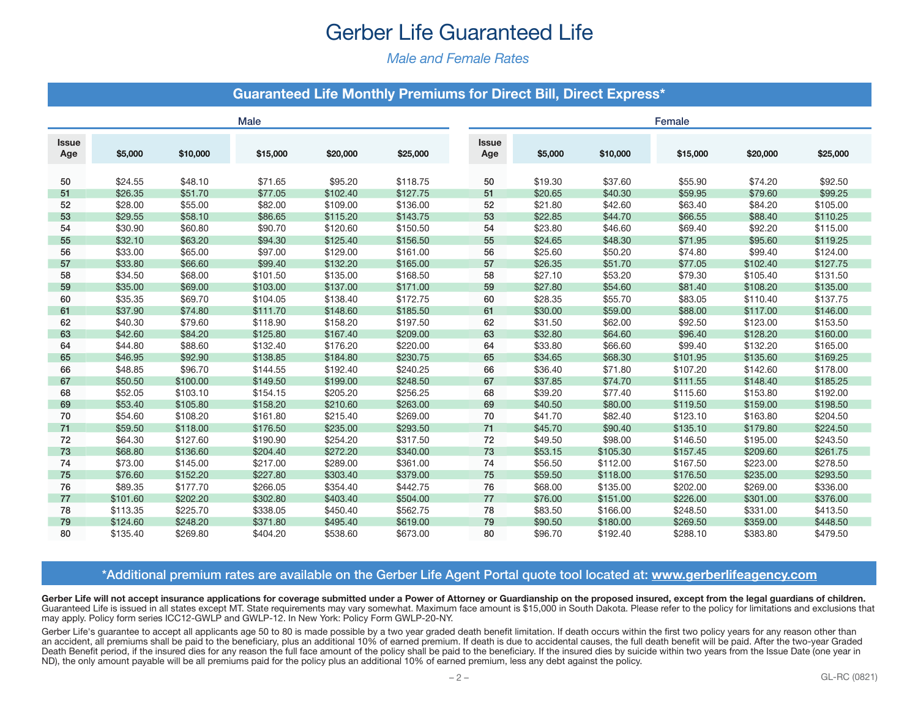# Gerber Life Guaranteed Life

*Male and Female Rates*

## Guaranteed Life Monthly Premiums for Direct Bill, Direct Express*

| Male | | | | | | Female | | | | | |
|---|---|---|---|---|---|---|---|---|---|---|---|
| Issue Age | $5,000 | $10,000 | $15,000 | $20,000 | $25,000 | Issue Age | $5,000 | $10,000 | $15,000 | $20,000 | $25,000 |
| 50 | $24.55 | $48.10 | $71.65 | $95.20 | $118.75 | 50 | $19.30 | $37.60 | $55.90 | $74.20 | $92.50 |
| 51 | $26.35 | $51.70 | $77.05 | $102.40 | $127.75 | 51 | $20.65 | $40.30 | $59.95 | $79.60 | $99.25 |
| 52 | $28.00 | $55.00 | $82.00 | $109.00 | $136.00 | 52 | $21.80 | $42.60 | $63.40 | $84.20 | $105.00 |
| 53 | $29.55 | $58.10 | $86.65 | $115.20 | $143.75 | 53 | $22.85 | $44.70 | $66.55 | $88.40 | $110.25 |
| 54 | $30.90 | $60.80 | $90.70 | $120.60 | $150.50 | 54 | $23.80 | $46.60 | $69.40 | $92.20 | $115.00 |
| 55 | $32.10 | $63.20 | $94.30 | $125.40 | $156.50 | 55 | $24.65 | $48.30 | $71.95 | $95.60 | $119.25 |
| 56 | $33.00 | $65.00 | $97.00 | $129.00 | $161.00 | 56 | $25.60 | $50.20 | $74.80 | $99.40 | $124.00 |
| 57 | $33.80 | $66.60 | $99.40 | $132.20 | $165.00 | 57 | $26.35 | $51.70 | $77.05 | $102.40 | $127.75 |
| 58 | $34.50 | $68.00 | $101.50 | $135.00 | $168.50 | 58 | $27.10 | $53.20 | $79.30 | $105.40 | $131.50 |
| 59 | $35.00 | $69.00 | $103.00 | $137.00 | $171.00 | 59 | $27.80 | $54.60 | $81.40 | $108.20 | $135.00 |
| 60 | $35.35 | $69.70 | $104.05 | $138.40 | $172.75 | 60 | $28.35 | $55.70 | $83.05 | $110.40 | $137.75 |
| 61 | $37.90 | $74.80 | $111.70 | $148.60 | $185.50 | 61 | $30.00 | $59.00 | $88.00 | $117.00 | $146.00 |
| 62 | $40.30 | $79.60 | $118.90 | $158.20 | $197.50 | 62 | $31.50 | $62.00 | $92.50 | $123.00 | $153.50 |
| 63 | $42.60 | $84.20 | $125.80 | $167.40 | $209.00 | 63 | $32.80 | $64.60 | $96.40 | $128.20 | $160.00 |
| 64 | $44.80 | $88.60 | $132.40 | $176.20 | $220.00 | 64 | $33.80 | $66.60 | $99.40 | $132.20 | $165.00 |
| 65 | $46.95 | $92.90 | $138.85 | $184.80 | $230.75 | 65 | $34.65 | $68.30 | $101.95 | $135.60 | $169.25 |
| 66 | $48.85 | $96.70 | $144.55 | $192.40 | $240.25 | 66 | $36.40 | $71.80 | $107.20 | $142.60 | $178.00 |
| 67 | $50.50 | $100.00 | $149.50 | $199.00 | $248.50 | 67 | $37.85 | $74.70 | $111.55 | $148.40 | $185.25 |
| 68 | $52.05 | $103.10 | $154.15 | $205.20 | $256.25 | 68 | $39.20 | $77.40 | $115.60 | $153.80 | $192.00 |
| 69 | $53.40 | $105.80 | $158.20 | $210.60 | $263.00 | 69 | $40.50 | $80.00 | $119.50 | $159.00 | $198.50 |
| 70 | $54.60 | $108.20 | $161.80 | $215.40 | $269.00 | 70 | $41.70 | $82.40 | $123.10 | $163.80 | $204.50 |
| 71 | $59.50 | $118.00 | $176.50 | $235.00 | $293.50 | 71 | $45.70 | $90.40 | $135.10 | $179.80 | $224.50 |
| 72 | $64.30 | $127.60 | $190.90 | $254.20 | $317.50 | 72 | $49.50 | $98.00 | $146.50 | $195.00 | $243.50 |
| 73 | $68.80 | $136.60 | $204.40 | $272.20 | $340.00 | 73 | $53.15 | $105.30 | $157.45 | $209.60 | $261.75 |
| 74 | $73.00 | $145.00 | $217.00 | $289.00 | $361.00 | 74 | $56.50 | $112.00 | $167.50 | $223.00 | $278.50 |
| 75 | $76.60 | $152.20 | $227.80 | $303.40 | $379.00 | 75 | $59.50 | $118.00 | $176.50 | $235.00 | $293.50 |
| 76 | $89.35 | $177.70 | $266.05 | $354.40 | $442.75 | 76 | $68.00 | $135.00 | $202.00 | $269.00 | $336.00 |
| 77 | $101.60 | $202.20 | $302.80 | $403.40 | $504.00 | 77 | $76.00 | $151.00 | $226.00 | $301.00 | $376.00 |
| 78 | $113.35 | $225.70 | $338.05 | $450.40 | $562.75 | 78 | $83.50 | $166.00 | $248.50 | $331.00 | $413.50 |
| 79 | $124.60 | $248.20 | $371.80 | $495.40 | $619.00 | 79 | $90.50 | $180.00 | $269.50 | $359.00 | $448.50 |
| 80 | $135.40 | $269.80 | $404.20 | $538.60 | $673.00 | 80 | $96.70 | $192.40 | $288.10 | $383.80 | $479.50 |

**\*Additional premium rates are available on the Gerber Life Agent Portal quote tool located at: www.gerberlifeagency.com**

**Gerber Life will not accept insurance applications for coverage submitted under a Power of Attorney or Guardianship on the proposed insured, except from the legal guardians of children.** Guaranteed Life is issued in all states except MT. State requirements may vary somewhat. Maximum face amount is $15,000 in South Dakota. Please refer to the policy for limitations and exclusions that may apply. Policy form series ICC12-GWLP and GWLP-12. In New York: Policy Form GWLP-20-NY.

Gerber Life's guarantee to accept all applicants age 50 to 80 is made possible by a two year graded death benefit limitation. If death occurs within the first two policy years for any reason other than an accident, all premiums shall be paid to the beneficiary, plus an additional 10% of earned premium. If death is due to accidental causes, the full death benefit will be paid. After the two-year Graded Death Benefit period, if the insured dies for any reason the full face amount of the policy shall be paid to the beneficiary. If the insured dies by suicide within two years from the Issue Date (one year in ND), the only amount payable will be all premiums paid for the policy plus an additional 10% of earned premium, less any debt against the policy.

GL-RC (0821)